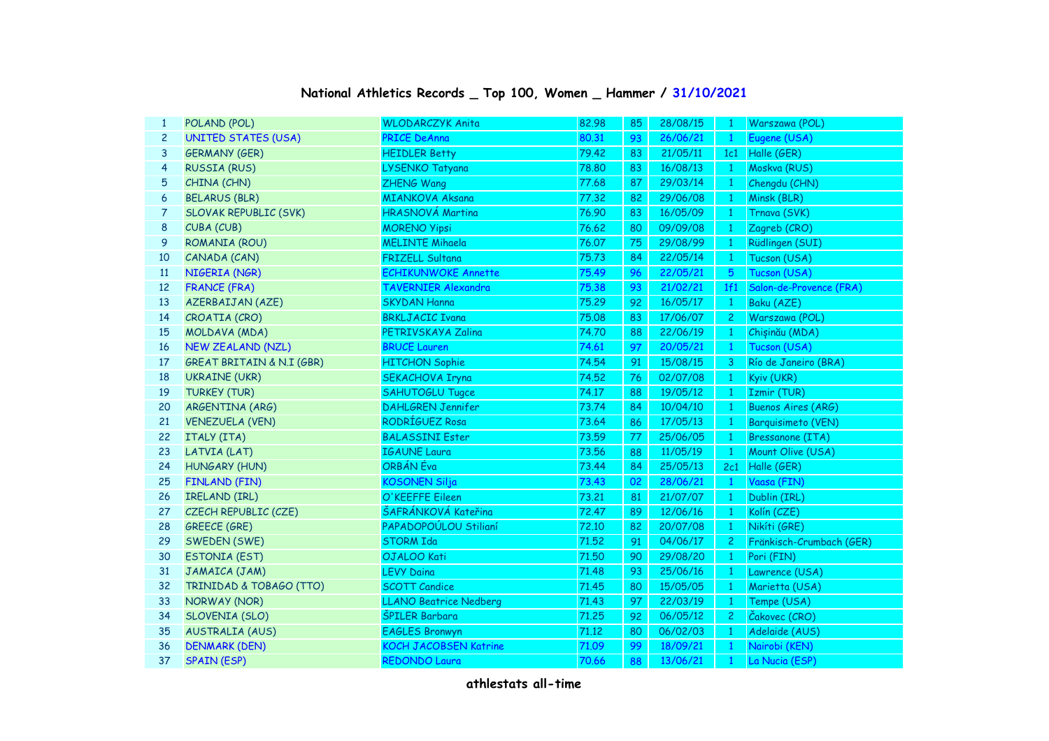## National Athletics Records _ Top 100, Women _ Hammer / 31/10/2021

| | | | | | | | |
|---|---|---|---|---|---|---|---|
| 1 | POLAND (POL) | WLODARCZYK Anita | 82.98 | 85 | 28/08/15 | 1 | Warszawa (POL) |
| 2 | UNITED STATES (USA) | PRICE DeAnna | 80.31 | 93 | 26/06/21 | 1 | Eugene (USA) |
| 3 | GERMANY (GER) | HEIDLER Betty | 79.42 | 83 | 21/05/11 | 1c1 | Halle (GER) |
| 4 | RUSSIA (RUS) | LYSENKO Tatyana | 78.80 | 83 | 16/08/13 | 1 | Moskva (RUS) |
| 5 | CHINA (CHN) | ZHENG Wang | 77.68 | 87 | 29/03/14 | 1 | Chengdu (CHN) |
| 6 | BELARUS (BLR) | MIANKOVA Aksana | 77.32 | 82 | 29/06/08 | 1 | Minsk (BLR) |
| 7 | SLOVAK REPUBLIC (SVK) | HRASNOVÁ Martina | 76.90 | 83 | 16/05/09 | 1 | Trnava (SVK) |
| 8 | CUBA (CUB) | MORENO Yipsi | 76.62 | 80 | 09/09/08 | 1 | Zagreb (CRO) |
| 9 | ROMANIA (ROU) | MELINTE Mihaela | 76.07 | 75 | 29/08/99 | 1 | Rüdlingen (SUI) |
| 10 | CANADA (CAN) | FRIZELL Sultana | 75.73 | 84 | 22/05/14 | 1 | Tucson (USA) |
| 11 | NIGERIA (NGR) | ECHIKUNWOKE Annette | 75.49 | 96 | 22/05/21 | 5 | Tucson (USA) |
| 12 | FRANCE (FRA) | TAVERNIER Alexandra | 75.38 | 93 | 21/02/21 | 1f1 | Salon-de-Provence (FRA) |
| 13 | AZERBAIJAN (AZE) | SKYDAN Hanna | 75.29 | 92 | 16/05/17 | 1 | Baku (AZE) |
| 14 | CROATIA (CRO) | BRKLJACIC Ivana | 75.08 | 83 | 17/06/07 | 2 | Warszawa (POL) |
| 15 | MOLDAVA (MDA) | PETRIVSKAYA Zalina | 74.70 | 88 | 22/06/19 | 1 | Chişinău (MDA) |
| 16 | NEW ZEALAND (NZL) | BRUCE Lauren | 74.61 | 97 | 20/05/21 | 1 | Tucson (USA) |
| 17 | GREAT BRITAIN & N.I (GBR) | HITCHON Sophie | 74.54 | 91 | 15/08/15 | 3 | Río de Janeiro (BRA) |
| 18 | UKRAINE (UKR) | SEKACHOVA Iryna | 74.52 | 76 | 02/07/08 | 1 | Kyiv (UKR) |
| 19 | TURKEY (TUR) | SAHUTOGLU Tugce | 74.17 | 88 | 19/05/12 | 1 | Izmir (TUR) |
| 20 | ARGENTINA (ARG) | DAHLGREN Jennifer | 73.74 | 84 | 10/04/10 | 1 | Buenos Aires (ARG) |
| 21 | VENEZUELA (VEN) | RODRÍGUEZ Rosa | 73.64 | 86 | 17/05/13 | 1 | Barquisimeto (VEN) |
| 22 | ITALY (ITA) | BALASSINI Ester | 73.59 | 77 | 25/06/05 | 1 | Bressanone (ITA) |
| 23 | LATVIA (LAT) | IGAUNE Laura | 73.56 | 88 | 11/05/19 | 1 | Mount Olive (USA) |
| 24 | HUNGARY (HUN) | ORBÁN Éva | 73.44 | 84 | 25/05/13 | 2c1 | Halle (GER) |
| 25 | FINLAND (FIN) | KOSONEN Silja | 73.43 | 02 | 28/06/21 | 1 | Vaasa (FIN) |
| 26 | IRELAND (IRL) | O'KEEFFE Eileen | 73.21 | 81 | 21/07/07 | 1 | Dublin (IRL) |
| 27 | CZECH REPUBLIC (CZE) | ŠAFRÁNKOVÁ Kateřina | 72.47 | 89 | 12/06/16 | 1 | Kolín (CZE) |
| 28 | GREECE (GRE) | PAPADOPOÚLOU Stilianí | 72.10 | 82 | 20/07/08 | 1 | Nikíti (GRE) |
| 29 | SWEDEN (SWE) | STORM Ida | 71.52 | 91 | 04/06/17 | 2 | Fränkisch-Crumbach (GER) |
| 30 | ESTONIA (EST) | OJALOO Kati | 71.50 | 90 | 29/08/20 | 1 | Pori (FIN) |
| 31 | JAMAICA (JAM) | LEVY Daina | 71.48 | 93 | 25/06/16 | 1 | Lawrence (USA) |
| 32 | TRINIDAD & TOBAGO (TTO) | SCOTT Candice | 71.45 | 80 | 15/05/05 | 1 | Marietta (USA) |
| 33 | NORWAY (NOR) | LLANO Beatrice Nedberg | 71.43 | 97 | 22/03/19 | 1 | Tempe (USA) |
| 34 | SLOVENIA (SLO) | ŠPILER Barbara | 71.25 | 92 | 06/05/12 | 2 | Čakovec (CRO) |
| 35 | AUSTRALIA (AUS) | EAGLES Bronwyn | 71.12 | 80 | 06/02/03 | 1 | Adelaide (AUS) |
| 36 | DENMARK (DEN) | KOCH JACOBSEN Katrine | 71.09 | 99 | 18/09/21 | 1 | Nairobi (KEN) |
| 37 | SPAIN (ESP) | REDONDO Laura | 70.66 | 88 | 13/06/21 | 1 | La Nucia (ESP) |

**athlestats all-time**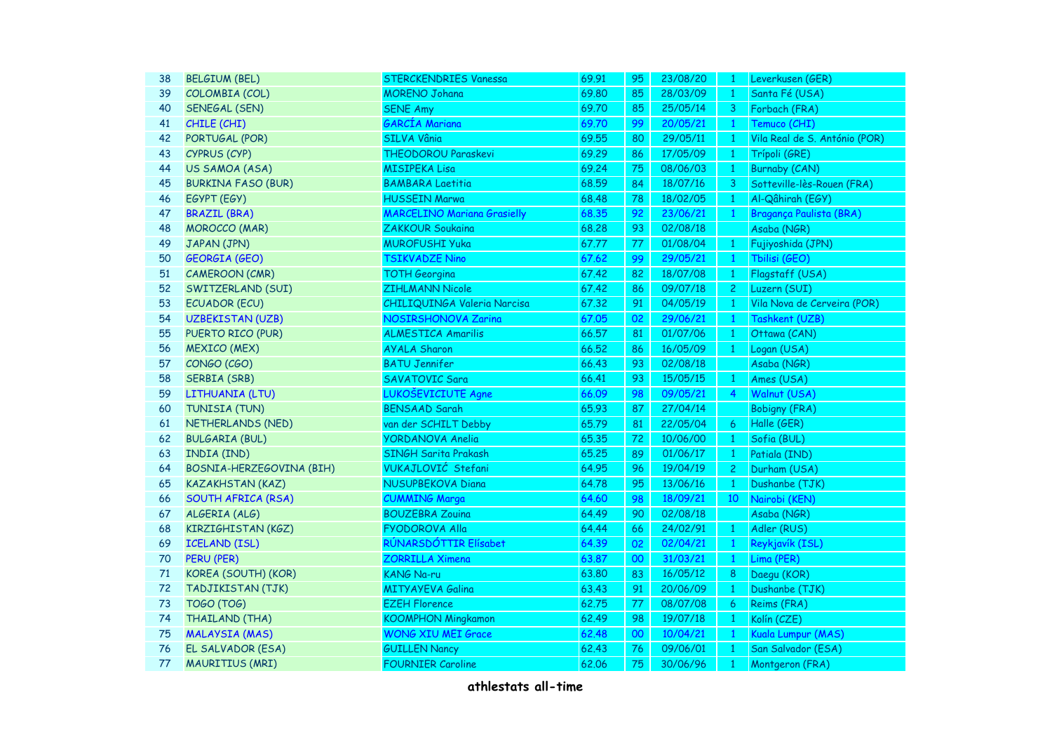| | | | | | | | |
|---|---|---|---|---|---|---|---|
| 38 | BELGIUM (BEL) | STERCKENDRIES Vanessa | 69.91 | 95 | 23/08/20 | 1 | Leverkusen (GER) |
| 39 | COLOMBIA (COL) | MORENO Johana | 69.80 | 85 | 28/03/09 | 1 | Santa Fé (USA) |
| 40 | SENEGAL (SEN) | SENE Amy | 69.70 | 85 | 25/05/14 | 3 | Forbach (FRA) |
| 41 | CHILE (CHI) | GARCÍA Mariana | 69.70 | 99 | 20/05/21 | 1 | Temuco (CHI) |
| 42 | PORTUGAL (POR) | SILVA Vânia | 69.55 | 80 | 29/05/11 | 1 | Vila Real de S. António (POR) |
| 43 | CYPRUS (CYP) | THEODOROU Paraskevi | 69.29 | 86 | 17/05/09 | 1 | Trípoli (GRE) |
| 44 | US SAMOA (ASA) | MISIPEKA Lisa | 69.24 | 75 | 08/06/03 | 1 | Burnaby (CAN) |
| 45 | BURKINA FASO (BUR) | BAMBARA Laetitia | 68.59 | 84 | 18/07/16 | 3 | Sotteville-lès-Rouen (FRA) |
| 46 | EGYPT (EGY) | HUSSEIN Marwa | 68.48 | 78 | 18/02/05 | 1 | Al-Qâhirah (EGY) |
| 47 | BRAZIL (BRA) | MARCELINO Mariana Grasielly | 68.35 | 92 | 23/06/21 | 1 | Bragança Paulista (BRA) |
| 48 | MOROCCO (MAR) | ZAKKOUR Soukaina | 68.28 | 93 | 02/08/18 | | Asaba (NGR) |
| 49 | JAPAN (JPN) | MUROFUSHI Yuka | 67.77 | 77 | 01/08/04 | 1 | Fujiyoshida (JPN) |
| 50 | GEORGIA (GEO) | TSIKVADZE Nino | 67.62 | 99 | 29/05/21 | 1 | Tbilisi (GEO) |
| 51 | CAMEROON (CMR) | TOTH Georgina | 67.42 | 82 | 18/07/08 | 1 | Flagstaff (USA) |
| 52 | SWITZERLAND (SUI) | ZIHLMANN Nicole | 67.42 | 86 | 09/07/18 | 2 | Luzern (SUI) |
| 53 | ECUADOR (ECU) | CHILIQUINGA Valeria Narcisa | 67.32 | 91 | 04/05/19 | 1 | Vila Nova de Cerveira (POR) |
| 54 | UZBEKISTAN (UZB) | NOSIRSHONOVA Zarina | 67.05 | 02 | 29/06/21 | 1 | Tashkent (UZB) |
| 55 | PUERTO RICO (PUR) | ALMESTICA Amarilis | 66.57 | 81 | 01/07/06 | 1 | Ottawa (CAN) |
| 56 | MEXICO (MEX) | AYALA Sharon | 66.52 | 86 | 16/05/09 | 1 | Logan (USA) |
| 57 | CONGO (CGO) | BATU Jennifer | 66.43 | 93 | 02/08/18 | | Asaba (NGR) |
| 58 | SERBIA (SRB) | SAVATOVIC Sara | 66.41 | 93 | 15/05/15 | 1 | Ames (USA) |
| 59 | LITHUANIA (LTU) | LUKOŠEVICIUTE Agne | 66.09 | 98 | 09/05/21 | 4 | Walnut (USA) |
| 60 | TUNISIA (TUN) | BENSAAD Sarah | 65.93 | 87 | 27/04/14 | | Bobigny (FRA) |
| 61 | NETHERLANDS (NED) | van der SCHILT Debby | 65.79 | 81 | 22/05/04 | 6 | Halle (GER) |
| 62 | BULGARIA (BUL) | YORDANOVA Anelia | 65.35 | 72 | 10/06/00 | 1 | Sofia (BUL) |
| 63 | INDIA (IND) | SINGH Sarita Prakash | 65.25 | 89 | 01/06/17 | 1 | Patiala (IND) |
| 64 | BOSNIA-HERZEGOVINA (BIH) | VUKAJLOVIĆ Stefani | 64.95 | 96 | 19/04/19 | 2 | Durham (USA) |
| 65 | KAZAKHSTAN (KAZ) | NUSUPBEKOVA Diana | 64.78 | 95 | 13/06/16 | 1 | Dushanbe (TJK) |
| 66 | SOUTH AFRICA (RSA) | CUMMING Marga | 64.60 | 98 | 18/09/21 | 10 | Nairobi (KEN) |
| 67 | ALGERIA (ALG) | BOUZEBRA Zouina | 64.49 | 90 | 02/08/18 | | Asaba (NGR) |
| 68 | KIRZIGHISTAN (KGZ) | FYODOROVA Alla | 64.44 | 66 | 24/02/91 | 1 | Adler (RUS) |
| 69 | ICELAND (ISL) | RÚNARSDÓTTIR Elísabet | 64.39 | 02 | 02/04/21 | 1 | Reykjavík (ISL) |
| 70 | PERU (PER) | ZORRILLA Ximena | 63.87 | 00 | 31/03/21 | 1 | Lima (PER) |
| 71 | KOREA (SOUTH) (KOR) | KANG Na-ru | 63.80 | 83 | 16/05/12 | 8 | Daegu (KOR) |
| 72 | TADJIKISTAN (TJK) | MITYAYEVA Galina | 63.43 | 91 | 20/06/09 | 1 | Dushanbe (TJK) |
| 73 | TOGO (TOG) | EZEH Florence | 62.75 | 77 | 08/07/08 | 6 | Reims (FRA) |
| 74 | THAILAND (THA) | KOOMPHON Mingkamon | 62.49 | 98 | 19/07/18 | 1 | Kolín (CZE) |
| 75 | MALAYSIA (MAS) | WONG XIU MEI Grace | 62.48 | 00 | 10/04/21 | 1 | Kuala Lumpur (MAS) |
| 76 | EL SALVADOR (ESA) | GUILLEN Nancy | 62.43 | 76 | 09/06/01 | 1 | San Salvador (ESA) |
| 77 | MAURITIUS (MRI) | FOURNIER Caroline | 62.06 | 75 | 30/06/96 | 1 | Montgeron (FRA) |

**athlestats all-time**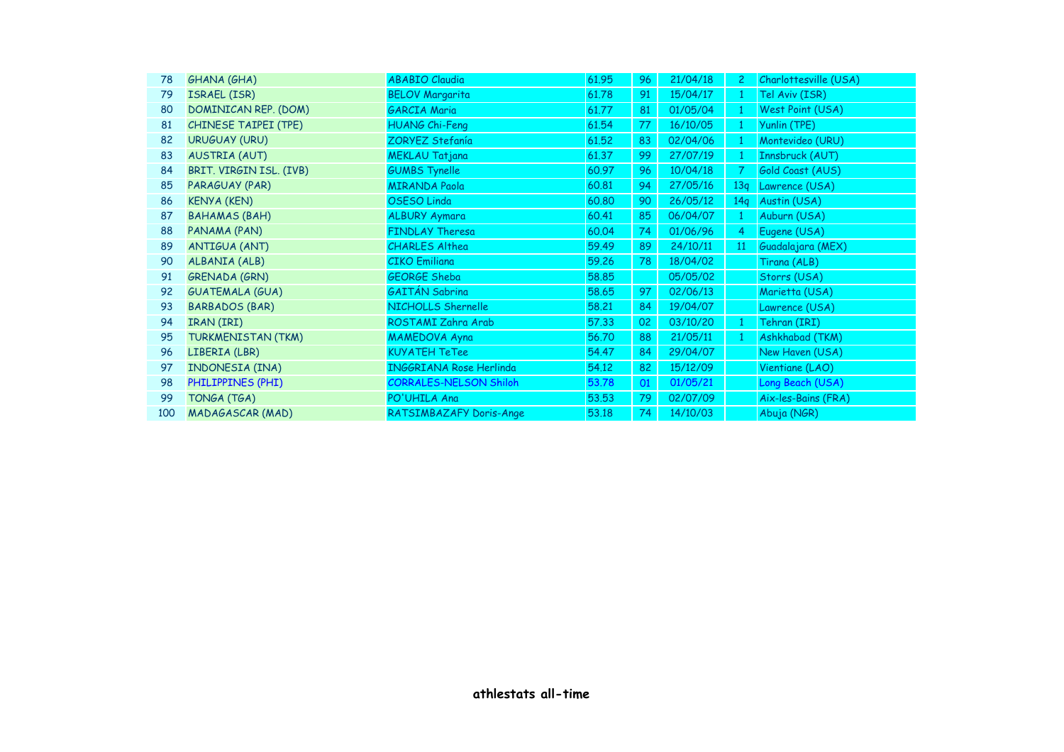| | | | | | | | |
|---|---|---|---|---|---|---|---|
| 78 | GHANA (GHA) | ABABIO Claudia | 61.95 | 96 | 21/04/18 | 2 | Charlottesville (USA) |
| 79 | ISRAEL (ISR) | BELOV Margarita | 61.78 | 91 | 15/04/17 | 1 | Tel Aviv (ISR) |
| 80 | DOMINICAN REP. (DOM) | GARCIA Maria | 61.77 | 81 | 01/05/04 | 1 | West Point (USA) |
| 81 | CHINESE TAIPEI (TPE) | HUANG Chi-Feng | 61.54 | 77 | 16/10/05 | 1 | Yunlin (TPE) |
| 82 | URUGUAY (URU) | ZORYEZ Stefanía | 61.52 | 83 | 02/04/06 | 1 | Montevideo (URU) |
| 83 | AUSTRIA (AUT) | MEKLAU Tatjana | 61.37 | 99 | 27/07/19 | 1 | Innsbruck (AUT) |
| 84 | BRIT. VIRGIN ISL. (IVB) | GUMBS Tynelle | 60.97 | 96 | 10/04/18 | 7 | Gold Coast (AUS) |
| 85 | PARAGUAY (PAR) | MIRANDA Paola | 60.81 | 94 | 27/05/16 | 13q | Lawrence (USA) |
| 86 | KENYA (KEN) | OSESO Linda | 60.80 | 90 | 26/05/12 | 14q | Austin (USA) |
| 87 | BAHAMAS (BAH) | ALBURY Aymara | 60.41 | 85 | 06/04/07 | 1 | Auburn (USA) |
| 88 | PANAMA (PAN) | FINDLAY Theresa | 60.04 | 74 | 01/06/96 | 4 | Eugene (USA) |
| 89 | ANTIGUA (ANT) | CHARLES Althea | 59.49 | 89 | 24/10/11 | 11 | Guadalajara (MEX) |
| 90 | ALBANIA (ALB) | CIKO Emiliana | 59.26 | 78 | 18/04/02 | | Tirana (ALB) |
| 91 | GRENADA (GRN) | GEORGE Sheba | 58.85 | | 05/05/02 | | Storrs (USA) |
| 92 | GUATEMALA (GUA) | GAITÁN Sabrina | 58.65 | 97 | 02/06/13 | | Marietta (USA) |
| 93 | BARBADOS (BAR) | NICHOLLS Shernelle | 58.21 | 84 | 19/04/07 | | Lawrence (USA) |
| 94 | IRAN (IRI) | ROSTAMI Zahra Arab | 57.33 | 02 | 03/10/20 | 1 | Tehran (IRI) |
| 95 | TURKMENISTAN (TKM) | MAMEDOVA Ayna | 56.70 | 88 | 21/05/11 | 1 | Ashkhabad (TKM) |
| 96 | LIBERIA (LBR) | KUYATEH TeTee | 54.47 | 84 | 29/04/07 | | New Haven (USA) |
| 97 | INDONESIA (INA) | INGGRIANA Rose Herlinda | 54.12 | 82 | 15/12/09 | | Vientiane (LAO) |
| 98 | PHILIPPINES (PHI) | CORRALES-NELSON Shiloh | 53.78 | 01 | 01/05/21 | | Long Beach (USA) |
| 99 | TONGA (TGA) | PO'UHILA Ana | 53.53 | 79 | 02/07/09 | | Aix-les-Bains (FRA) |
| 100 | MADAGASCAR (MAD) | RATSIMBAZAFY Doris-Ange | 53.18 | 74 | 14/10/03 | | Abuja (NGR) |

**athlestats all-time**